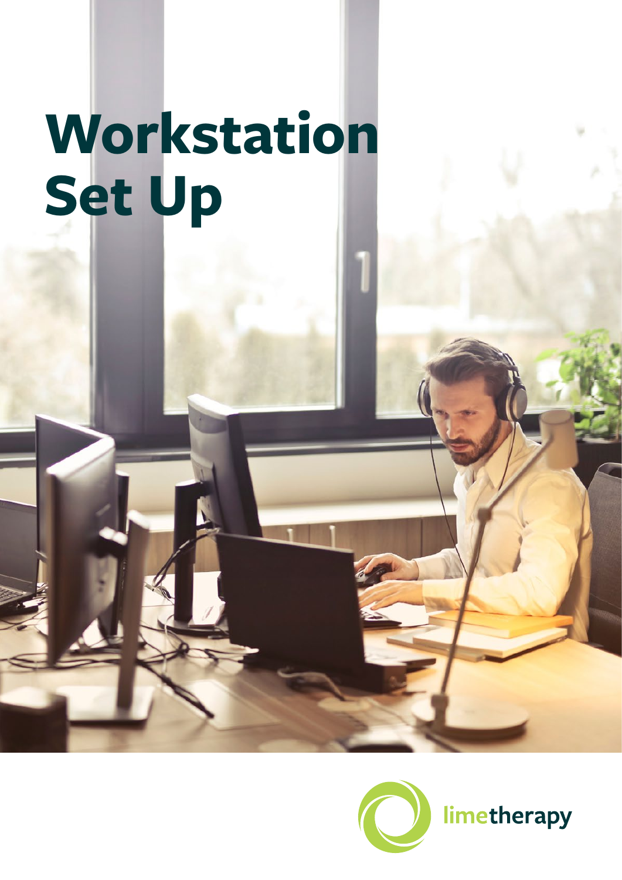# Workstation Set Up

limetherapy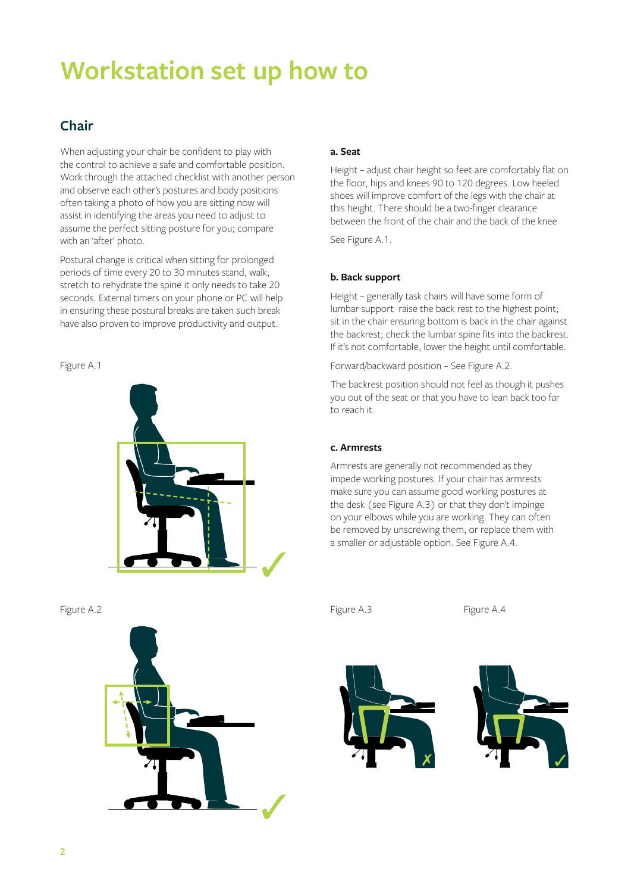# Workstation set up how to

## Chair

When adjusting your chair be confident to play with the control to achieve a safe and comfortable position. Work through the attached checklist with another person and observe each other's postures and body positions often taking a photo of how you are sitting now will assist in identifying the areas you need to adjust to assume the perfect sitting posture for you; compare with an 'after' photo.

Postural change is critical when sitting for prolonged periods of time every 20 to 30 minutes stand, walk, stretch to rehydrate the spine it only needs to take 20 seconds. External timers on your phone or PC will help in ensuring these postural breaks are taken such break have also proven to improve productivity and output.

Figure A.1

Figure A.2

**a. Seat**

Height – adjust chair height so feet are comfortably flat on the floor, hips and knees 90 to 120 degrees. Low heeled shoes will improve comfort of the legs with the chair at this height. There should be a two-finger clearance between the front of the chair and the back of the knee

See Figure A.1.

**b. Back support**

Height – generally task chairs will have some form of lumbar support  raise the back rest to the highest point; sit in the chair ensuring bottom is back in the chair against the backrest; check the lumbar spine fits into the backrest. If it's not comfortable, lower the height until comfortable.

Forward/backward position – See Figure A.2.

The backrest position should not feel as though it pushes you out of the seat or that you have to lean back too far to reach it.

**c. Armrests**

Armrests are generally not recommended as they impede working postures. If your chair has armrests make sure you can assume good working postures at the desk (see Figure A.3) or that they don't impinge on your elbows while you are working. They can often be removed by unscrewing them, or replace them with a smaller or adjustable option. See Figure A.4.

Figure A.3

Figure A.4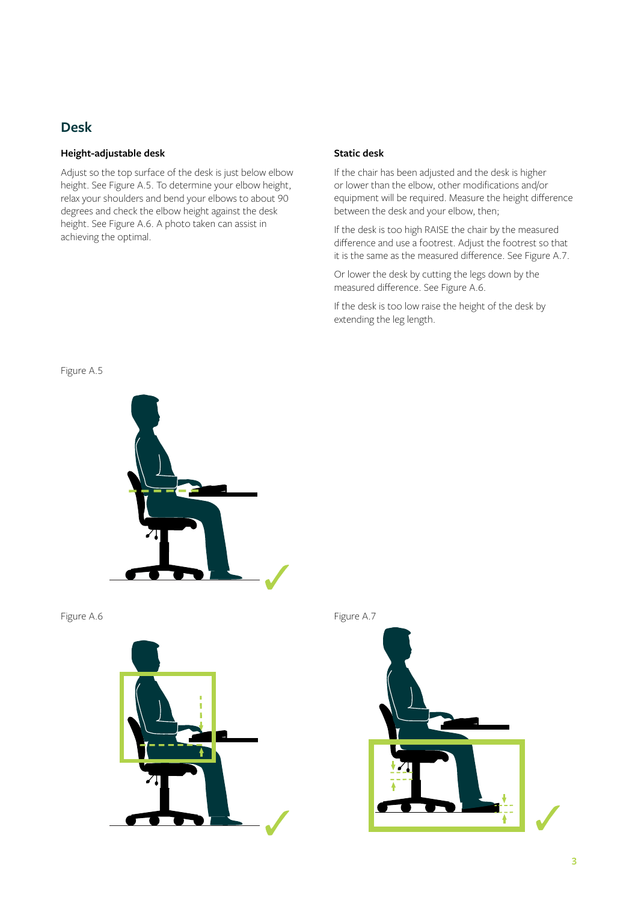## Desk

### Height-adjustable desk

Adjust so the top surface of the desk is just below elbow height. See Figure A.5. To determine your elbow height, relax your shoulders and bend your elbows to about 90 degrees and check the elbow height against the desk height. See Figure A.6. A photo taken can assist in achieving the optimal.

### Static desk

If the chair has been adjusted and the desk is higher or lower than the elbow, other modifications and/or equipment will be required. Measure the height difference between the desk and your elbow, then;

If the desk is too high RAISE the chair by the measured difference and use a footrest. Adjust the footrest so that it is the same as the measured difference. See Figure A.7.

Or lower the desk by cutting the legs down by the measured difference. See Figure A.6.

If the desk is too low raise the height of the desk by extending the leg length.

Figure A.5

Figure A.6

Figure A.7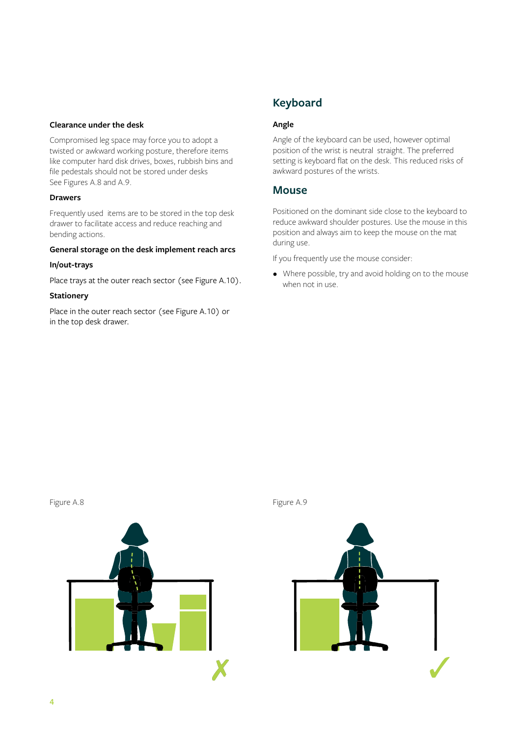#### Clearance under the desk

Compromised leg space may force you to adopt a twisted or awkward working posture, therefore items like computer hard disk drives, boxes, rubbish bins and file pedestals should not be stored under desks See Figures A.8 and A.9.

#### Drawers

Frequently used items are to be stored in the top desk drawer to facilitate access and reduce reaching and bending actions.

#### General storage on the desk implement reach arcs

#### In/out-trays

Place trays at the outer reach sector (see Figure A.10).

#### Stationery

Place in the outer reach sector (see Figure A.10) or in the top desk drawer.

## Keyboard

#### Angle

Angle of the keyboard can be used, however optimal position of the wrist is neutral straight. The preferred setting is keyboard flat on the desk. This reduced risks of awkward postures of the wrists.

## Mouse

Positioned on the dominant side close to the keyboard to reduce awkward shoulder postures. Use the mouse in this position and always aim to keep the mouse on the mat during use.

If you frequently use the mouse consider:

- Where possible, try and avoid holding on to the mouse when not in use.

Figure A.8

Figure A.9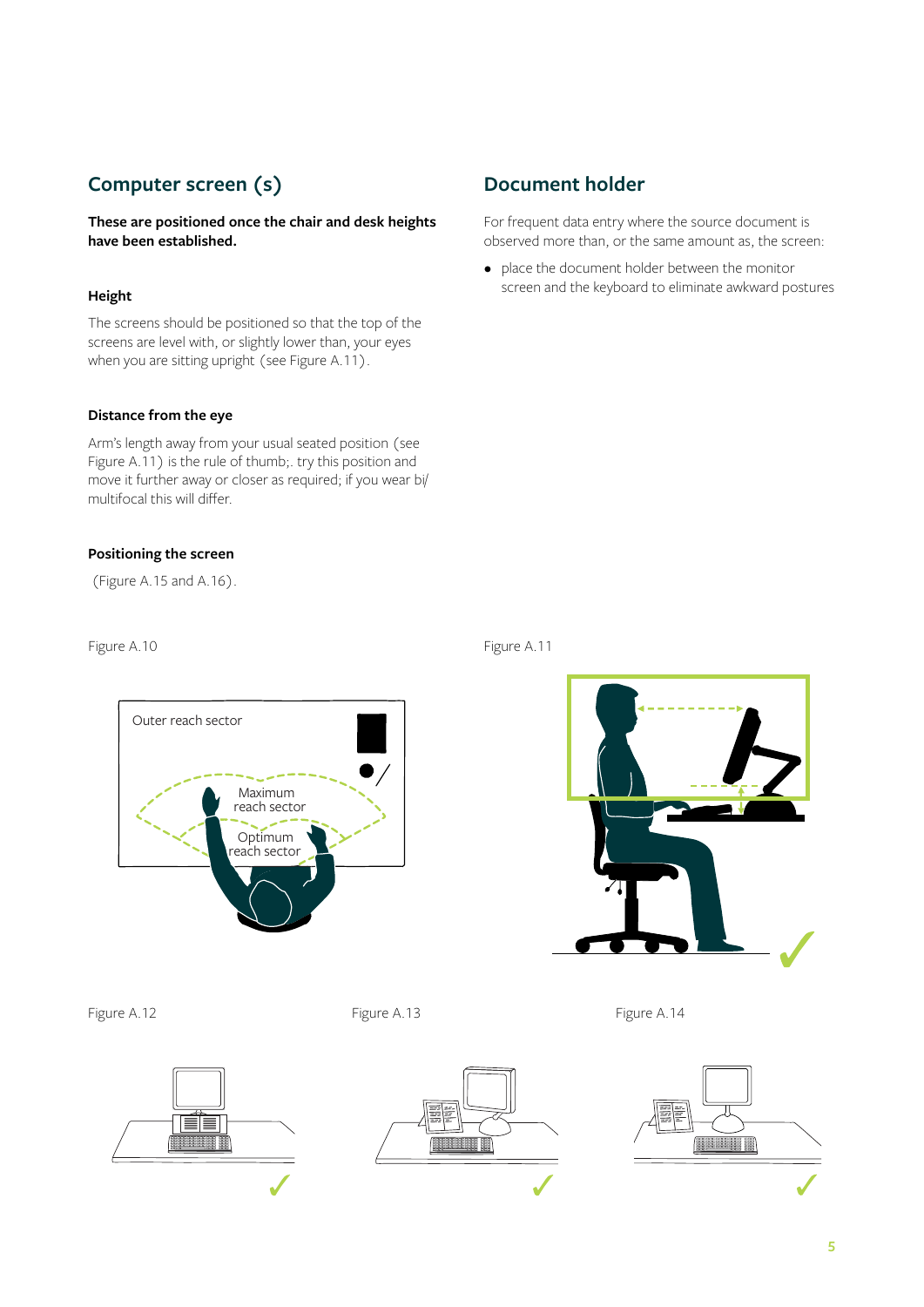## Computer screen (s)

**These are positioned once the chair and desk heights have been established.**

### Height

The screens should be positioned so that the top of the screens are level with, or slightly lower than, your eyes when you are sitting upright (see Figure A.11).

### Distance from the eye

Arm's length away from your usual seated position (see Figure A.11) is the rule of thumb;. try this position and move it further away or closer as required; if you wear bi/multifocal this will differ.

### Positioning the screen

(Figure A.15 and A.16).

## Document holder

For frequent data entry where the source document is observed more than, or the same amount as, the screen:

- place the document holder between the monitor screen and the keyboard to eliminate awkward postures

Figure A.10

Outer reach sector

Maximum reach sector

Optimum reach sector

Figure A.11

Figure A.12

Figure A.13

Figure A.14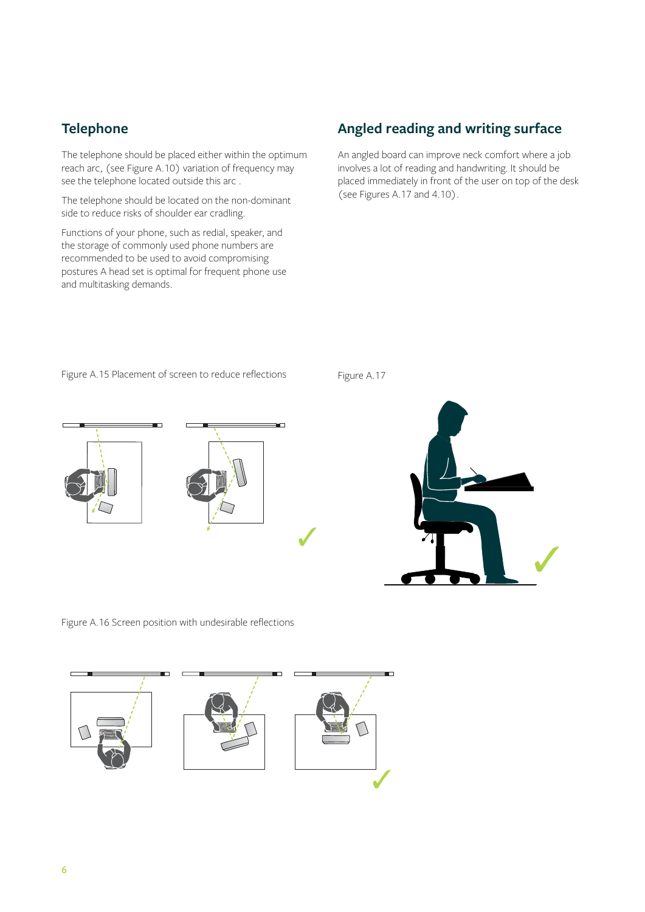## Telephone

The telephone should be placed either within the optimum reach arc, (see Figure A.10) variation of frequency may see the telephone located outside this arc .

The telephone should be located on the non-dominant side to reduce risks of shoulder ear cradling.

Functions of your phone, such as redial, speaker, and the storage of commonly used phone numbers are recommended to be used to avoid compromising postures A head set is optimal for frequent phone use and multitasking demands.

## Angled reading and writing surface

An angled board can improve neck comfort where a job involves a lot of reading and handwriting. It should be placed immediately in front of the user on top of the desk (see Figures A.17 and 4.10).

Figure A.15 Placement of screen to reduce reflections

Figure A.17

Figure A.16 Screen position with undesirable reflections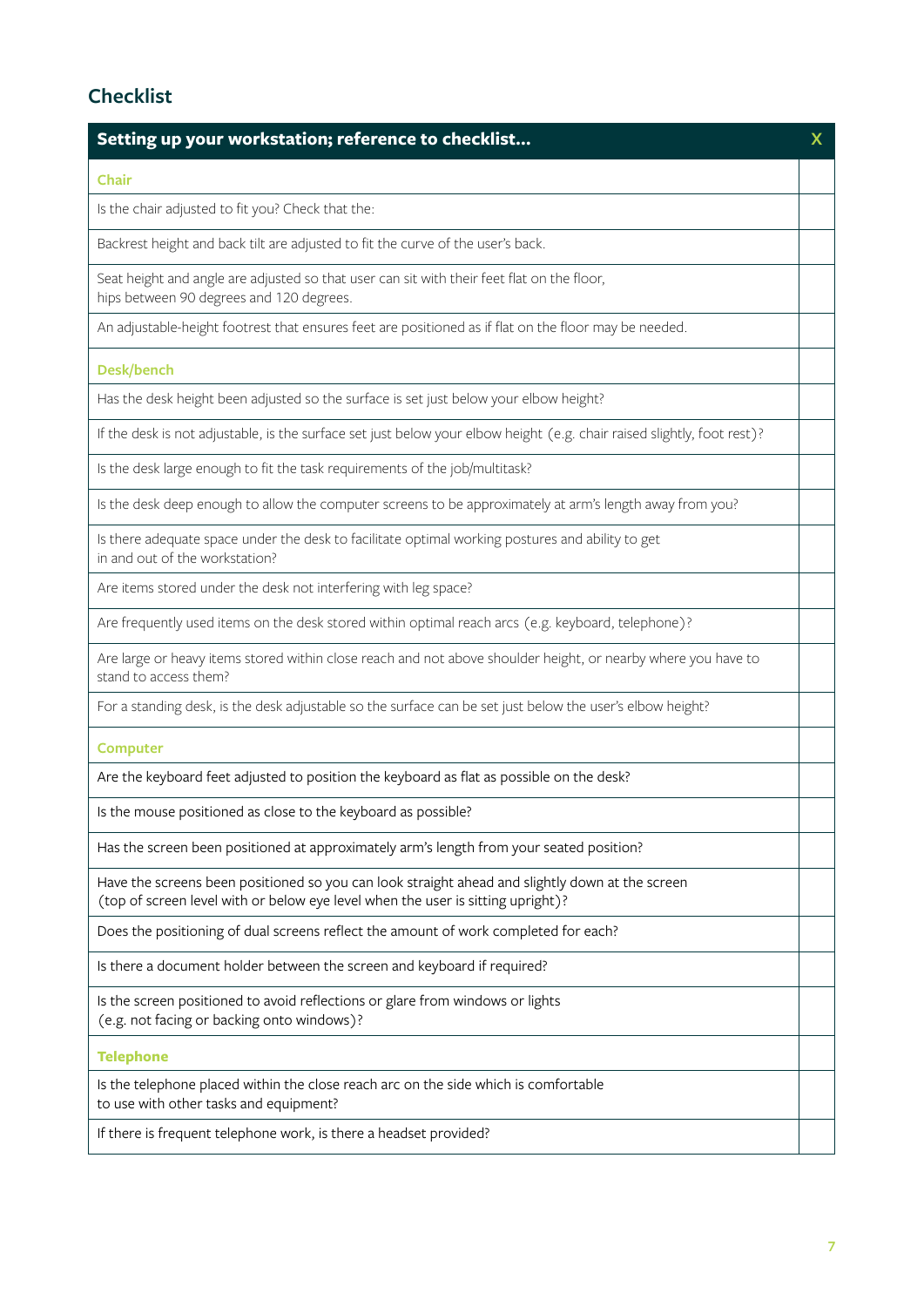## Checklist

| Setting up your workstation; reference to checklist... | X |
|---|---|
| **Chair** | |
| Is the chair adjusted to fit you? Check that the: | |
| Backrest height and back tilt are adjusted to fit the curve of the user's back. | |
| Seat height and angle are adjusted so that user can sit with their feet flat on the floor, hips between 90 degrees and 120 degrees. | |
| An adjustable-height footrest that ensures feet are positioned as if flat on the floor may be needed. | |
| **Desk/bench** | |
| Has the desk height been adjusted so the surface is set just below your elbow height? | |
| If the desk is not adjustable, is the surface set just below your elbow height (e.g. chair raised slightly, foot rest)? | |
| Is the desk large enough to fit the task requirements of the job/multitask? | |
| Is the desk deep enough to allow the computer screens to be approximately at arm's length away from you? | |
| Is there adequate space under the desk to facilitate optimal working postures and ability to get in and out of the workstation? | |
| Are items stored under the desk not interfering with leg space? | |
| Are frequently used items on the desk stored within optimal reach arcs (e.g. keyboard, telephone)? | |
| Are large or heavy items stored within close reach and not above shoulder height, or nearby where you have to stand to access them? | |
| For a standing desk, is the desk adjustable so the surface can be set just below the user's elbow height? | |
| **Computer** | |
| Are the keyboard feet adjusted to position the keyboard as flat as possible on the desk? | |
| Is the mouse positioned as close to the keyboard as possible? | |
| Has the screen been positioned at approximately arm's length from your seated position? | |
| Have the screens been positioned so you can look straight ahead and slightly down at the screen (top of screen level with or below eye level when the user is sitting upright)? | |
| Does the positioning of dual screens reflect the amount of work completed for each? | |
| Is there a document holder between the screen and keyboard if required? | |
| Is the screen positioned to avoid reflections or glare from windows or lights (e.g. not facing or backing onto windows)? | |
| **Telephone** | |
| Is the telephone placed within the close reach arc on the side which is comfortable to use with other tasks and equipment? | |
| If there is frequent telephone work, is there a headset provided? | |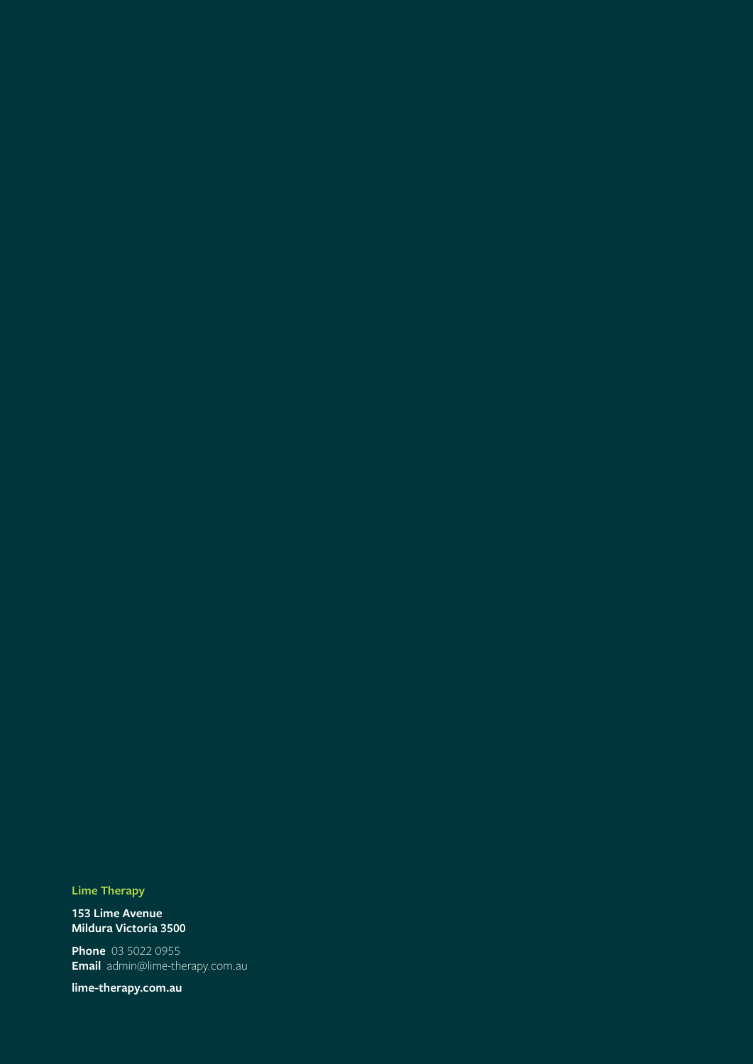**Lime Therapy**

**153 Lime Avenue**
**Mildura Victoria 3500**

**Phone** 03 5022 0955
**Email** admin@lime-therapy.com.au

**lime-therapy.com.au**